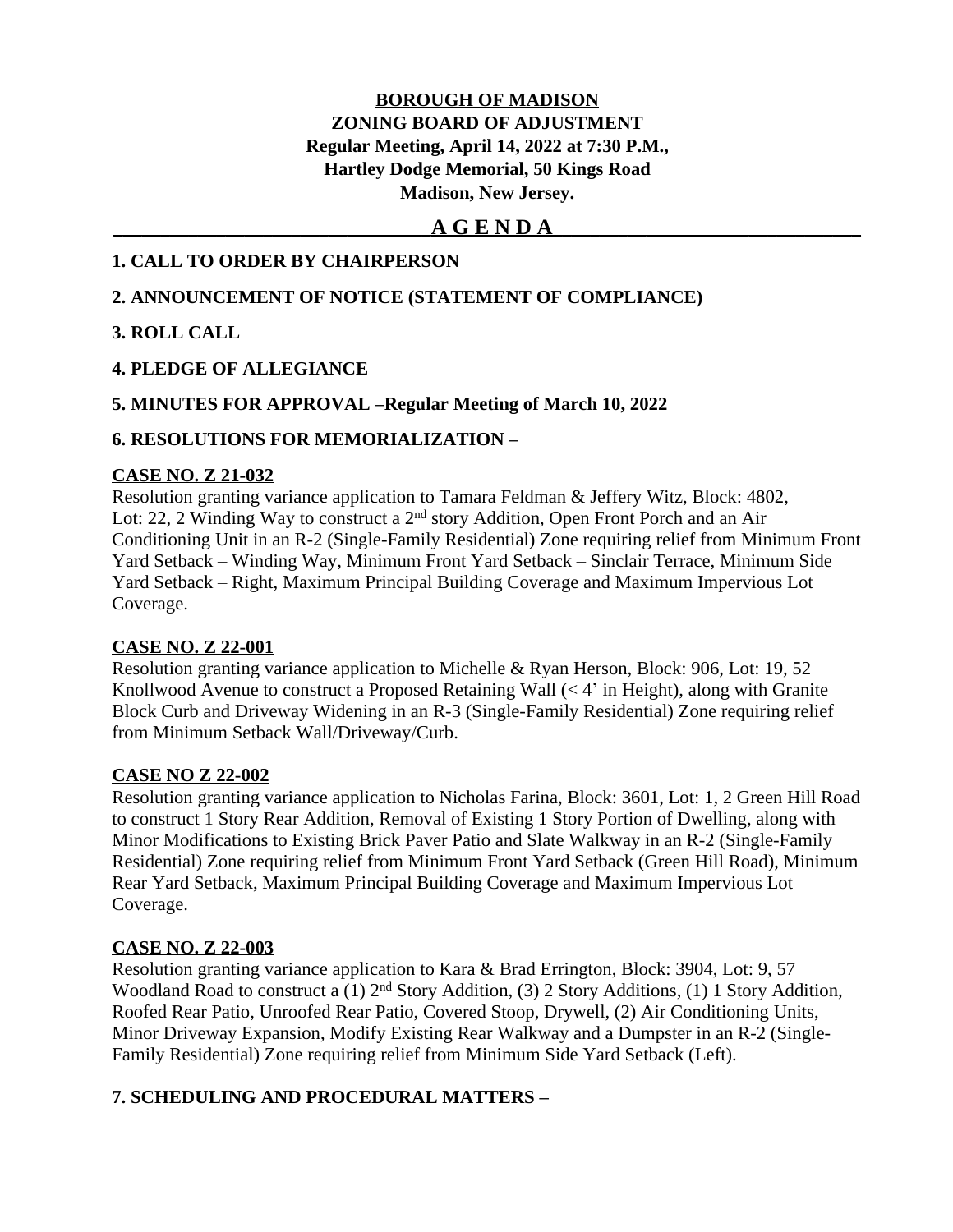**BOROUGH OF MADISON**
**ZONING BOARD OF ADJUSTMENT**
**Regular Meeting, April 14, 2022 at 7:30 P.M.,**
**Hartley Dodge Memorial, 50 Kings Road**
**Madison, New Jersey.**

## A G E N D A

**1. CALL TO ORDER BY CHAIRPERSON**

**2. ANNOUNCEMENT OF NOTICE (STATEMENT OF COMPLIANCE)**

**3. ROLL CALL**

**4. PLEDGE OF ALLEGIANCE**

**5. MINUTES FOR APPROVAL –Regular Meeting of March 10, 2022**

**6. RESOLUTIONS FOR MEMORIALIZATION –**

**CASE NO. Z 21-032**
Resolution granting variance application to Tamara Feldman & Jeffery Witz, Block: 4802, Lot: 22, 2 Winding Way to construct a 2nd story Addition, Open Front Porch and an Air Conditioning Unit in an R-2 (Single-Family Residential) Zone requiring relief from Minimum Front Yard Setback – Winding Way, Minimum Front Yard Setback – Sinclair Terrace, Minimum Side Yard Setback – Right, Maximum Principal Building Coverage and Maximum Impervious Lot Coverage.

**CASE NO. Z 22-001**
Resolution granting variance application to Michelle & Ryan Herson, Block: 906, Lot: 19, 52 Knollwood Avenue to construct a Proposed Retaining Wall (< 4' in Height), along with Granite Block Curb and Driveway Widening in an R-3 (Single-Family Residential) Zone requiring relief from Minimum Setback Wall/Driveway/Curb.

**CASE NO Z 22-002**
Resolution granting variance application to Nicholas Farina, Block: 3601, Lot: 1, 2 Green Hill Road to construct 1 Story Rear Addition, Removal of Existing 1 Story Portion of Dwelling, along with Minor Modifications to Existing Brick Paver Patio and Slate Walkway in an R-2 (Single-Family Residential) Zone requiring relief from Minimum Front Yard Setback (Green Hill Road), Minimum Rear Yard Setback, Maximum Principal Building Coverage and Maximum Impervious Lot Coverage.

**CASE NO. Z 22-003**
Resolution granting variance application to Kara & Brad Errington, Block: 3904, Lot: 9, 57 Woodland Road to construct a (1) 2nd Story Addition, (3) 2 Story Additions, (1) 1 Story Addition, Roofed Rear Patio, Unroofed Rear Patio, Covered Stoop, Drywell, (2) Air Conditioning Units, Minor Driveway Expansion, Modify Existing Rear Walkway and a Dumpster in an R-2 (Single-Family Residential) Zone requiring relief from Minimum Side Yard Setback (Left).

**7. SCHEDULING AND PROCEDURAL MATTERS –**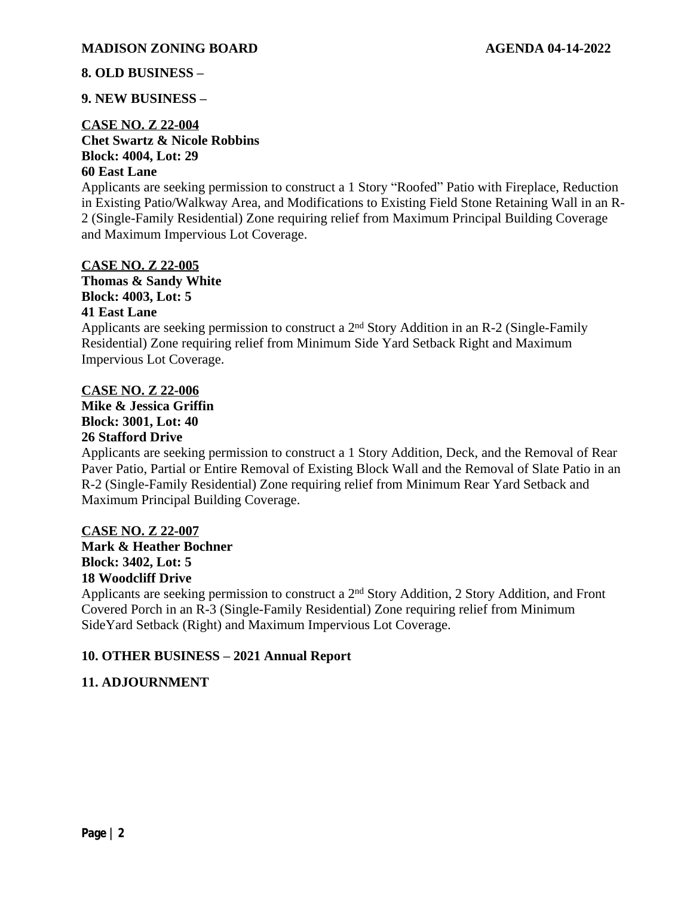**8. OLD BUSINESS –**

**9. NEW BUSINESS –**

**CASE NO. Z 22-004**
**Chet Swartz & Nicole Robbins**
**Block: 4004, Lot: 29**
**60 East Lane**

Applicants are seeking permission to construct a 1 Story "Roofed" Patio with Fireplace, Reduction in Existing Patio/Walkway Area, and Modifications to Existing Field Stone Retaining Wall in an R-2 (Single-Family Residential) Zone requiring relief from Maximum Principal Building Coverage and Maximum Impervious Lot Coverage.

**CASE NO. Z 22-005**
**Thomas & Sandy White**
**Block: 4003, Lot: 5**
**41 East Lane**

Applicants are seeking permission to construct a 2nd Story Addition in an R-2 (Single-Family Residential) Zone requiring relief from Minimum Side Yard Setback Right and Maximum Impervious Lot Coverage.

**CASE NO. Z 22-006**
**Mike & Jessica Griffin**
**Block: 3001, Lot: 40**
**26 Stafford Drive**

Applicants are seeking permission to construct a 1 Story Addition, Deck, and the Removal of Rear Paver Patio, Partial or Entire Removal of Existing Block Wall and the Removal of Slate Patio in an R-2 (Single-Family Residential) Zone requiring relief from Minimum Rear Yard Setback and Maximum Principal Building Coverage.

**CASE NO. Z 22-007**
**Mark & Heather Bochner**
**Block: 3402, Lot: 5**
**18 Woodcliff Drive**

Applicants are seeking permission to construct a 2nd Story Addition, 2 Story Addition, and Front Covered Porch in an R-3 (Single-Family Residential) Zone requiring relief from Minimum SideYard Setback (Right) and Maximum Impervious Lot Coverage.

**10. OTHER BUSINESS – 2021 Annual Report**

**11. ADJOURNMENT**